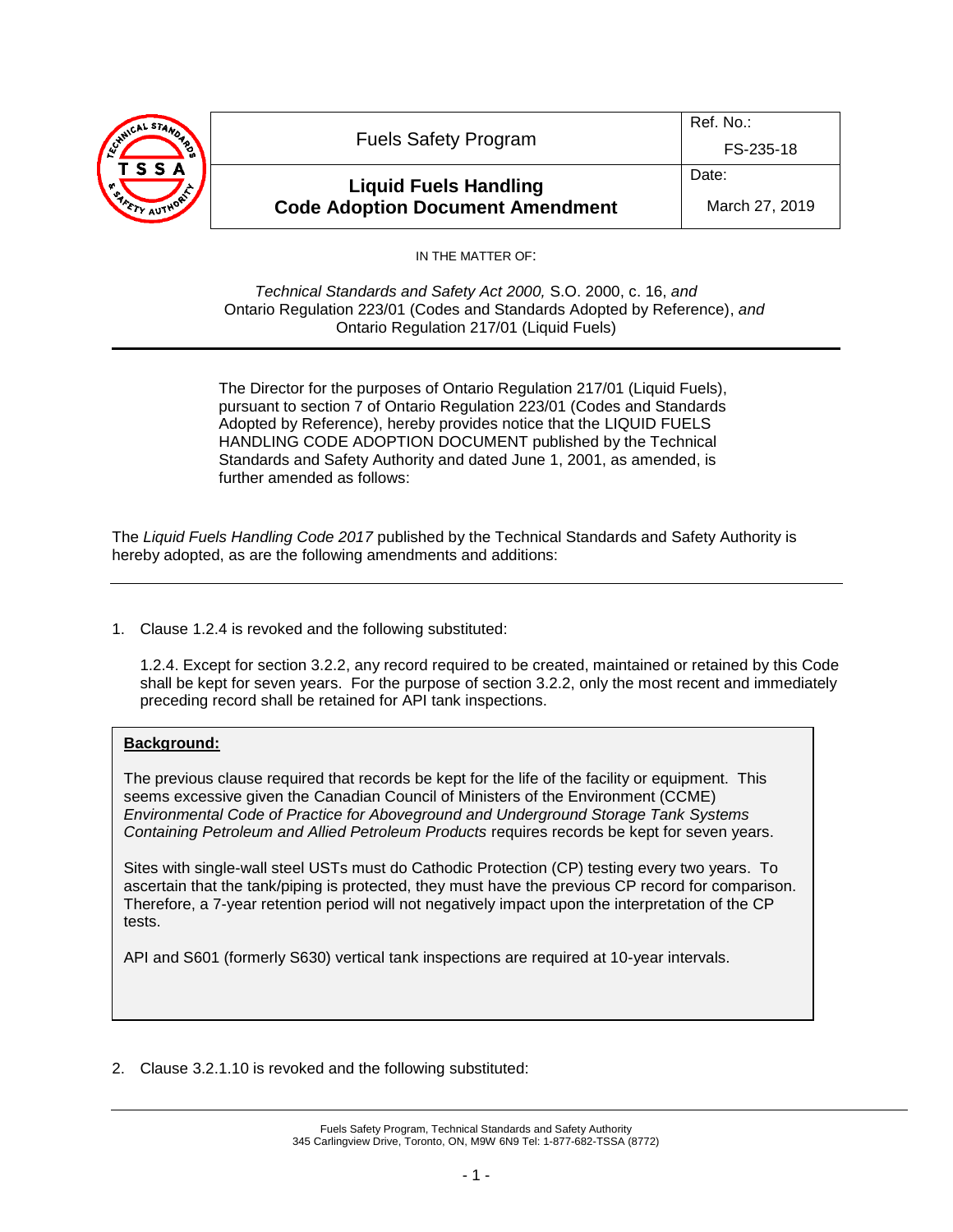| Fuels Safety Program | Ref. No.: FS-235-18 |
| --- | --- |
| **Liquid Fuels Handling Code Adoption Document Amendment** | Date: March 27, 2019 |

IN THE MATTER OF:

*Technical Standards and Safety Act 2000,* S.O. 2000, c. 16, *and*
Ontario Regulation 223/01 (Codes and Standards Adopted by Reference), *and*
Ontario Regulation 217/01 (Liquid Fuels)

---

The Director for the purposes of Ontario Regulation 217/01 (Liquid Fuels), pursuant to section 7 of Ontario Regulation 223/01 (Codes and Standards Adopted by Reference), hereby provides notice that the LIQUID FUELS HANDLING CODE ADOPTION DOCUMENT published by the Technical Standards and Safety Authority and dated June 1, 2001, as amended, is further amended as follows:

The *Liquid Fuels Handling Code 2017* published by the Technical Standards and Safety Authority is hereby adopted, as are the following amendments and additions:

---

1. Clause 1.2.4 is revoked and the following substituted:

   1.2.4. Except for section 3.2.2, any record required to be created, maintained or retained by this Code shall be kept for seven years. For the purpose of section 3.2.2, only the most recent and immediately preceding record shall be retained for API tank inspections.

> **Background:**
>
> The previous clause required that records be kept for the life of the facility or equipment. This seems excessive given the Canadian Council of Ministers of the Environment (CCME) *Environmental Code of Practice for Aboveground and Underground Storage Tank Systems Containing Petroleum and Allied Petroleum Products* requires records be kept for seven years.
>
> Sites with single-wall steel USTs must do Cathodic Protection (CP) testing every two years. To ascertain that the tank/piping is protected, they must have the previous CP record for comparison. Therefore, a 7-year retention period will not negatively impact upon the interpretation of the CP tests.
>
> API and S601 (formerly S630) vertical tank inspections are required at 10-year intervals.

2. Clause 3.2.1.10 is revoked and the following substituted: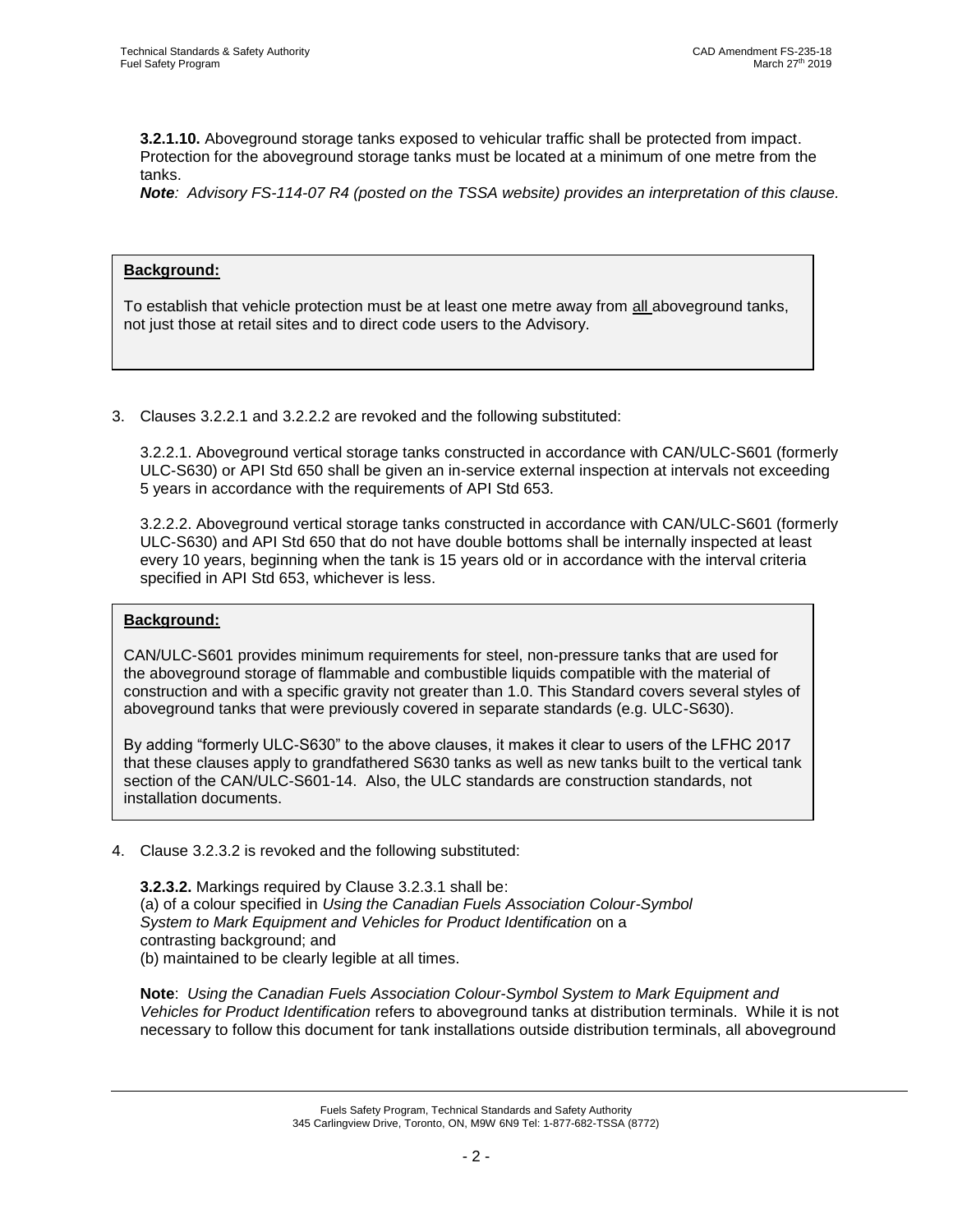**3.2.1.10.** Aboveground storage tanks exposed to vehicular traffic shall be protected from impact. Protection for the aboveground storage tanks must be located at a minimum of one metre from the tanks.
***Note**: Advisory FS-114-07 R4 (posted on the TSSA website) provides an interpretation of this clause.*

> **Background:**
>
> To establish that vehicle protection must be at least one metre away from all aboveground tanks, not just those at retail sites and to direct code users to the Advisory.

3. Clauses 3.2.2.1 and 3.2.2.2 are revoked and the following substituted:

   3.2.2.1. Aboveground vertical storage tanks constructed in accordance with CAN/ULC-S601 (formerly ULC-S630) or API Std 650 shall be given an in-service external inspection at intervals not exceeding 5 years in accordance with the requirements of API Std 653.

   3.2.2.2. Aboveground vertical storage tanks constructed in accordance with CAN/ULC-S601 (formerly ULC-S630) and API Std 650 that do not have double bottoms shall be internally inspected at least every 10 years, beginning when the tank is 15 years old or in accordance with the interval criteria specified in API Std 653, whichever is less.

> **Background:**
>
> CAN/ULC-S601 provides minimum requirements for steel, non-pressure tanks that are used for the aboveground storage of flammable and combustible liquids compatible with the material of construction and with a specific gravity not greater than 1.0. This Standard covers several styles of aboveground tanks that were previously covered in separate standards (e.g. ULC-S630).
>
> By adding "formerly ULC-S630" to the above clauses, it makes it clear to users of the LFHC 2017 that these clauses apply to grandfathered S630 tanks as well as new tanks built to the vertical tank section of the CAN/ULC-S601-14. Also, the ULC standards are construction standards, not installation documents.

4. Clause 3.2.3.2 is revoked and the following substituted:

   **3.2.3.2.** Markings required by Clause 3.2.3.1 shall be:
   (a) of a colour specified in *Using the Canadian Fuels Association Colour-Symbol System to Mark Equipment and Vehicles for Product Identification* on a contrasting background; and
   (b) maintained to be clearly legible at all times.

   **Note**: *Using the Canadian Fuels Association Colour-Symbol System to Mark Equipment and Vehicles for Product Identification* refers to aboveground tanks at distribution terminals. While it is not necessary to follow this document for tank installations outside distribution terminals, all aboveground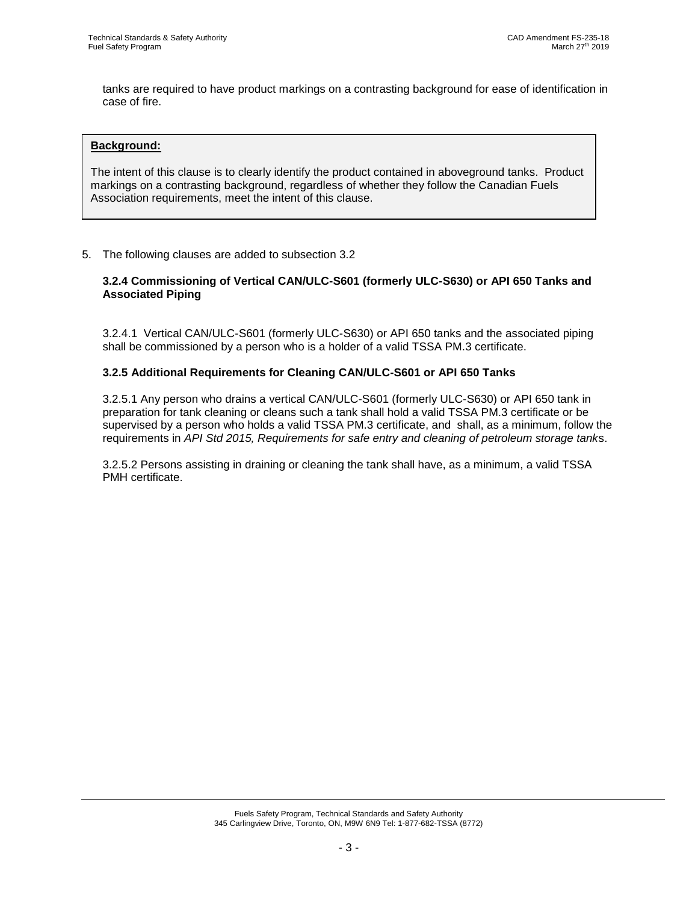tanks are required to have product markings on a contrasting background for ease of identification in case of fire.

> **Background:**
>
> The intent of this clause is to clearly identify the product contained in aboveground tanks. Product markings on a contrasting background, regardless of whether they follow the Canadian Fuels Association requirements, meet the intent of this clause.

5. The following clauses are added to subsection 3.2

**3.2.4 Commissioning of Vertical CAN/ULC-S601 (formerly ULC-S630) or API 650 Tanks and Associated Piping**

3.2.4.1 Vertical CAN/ULC-S601 (formerly ULC-S630) or API 650 tanks and the associated piping shall be commissioned by a person who is a holder of a valid TSSA PM.3 certificate.

**3.2.5 Additional Requirements for Cleaning CAN/ULC-S601 or API 650 Tanks**

3.2.5.1 Any person who drains a vertical CAN/ULC-S601 (formerly ULC-S630) or API 650 tank in preparation for tank cleaning or cleans such a tank shall hold a valid TSSA PM.3 certificate or be supervised by a person who holds a valid TSSA PM.3 certificate, and shall, as a minimum, follow the requirements in *API Std 2015, Requirements for safe entry and cleaning of petroleum storage tank*s.

3.2.5.2 Persons assisting in draining or cleaning the tank shall have, as a minimum, a valid TSSA PMH certificate.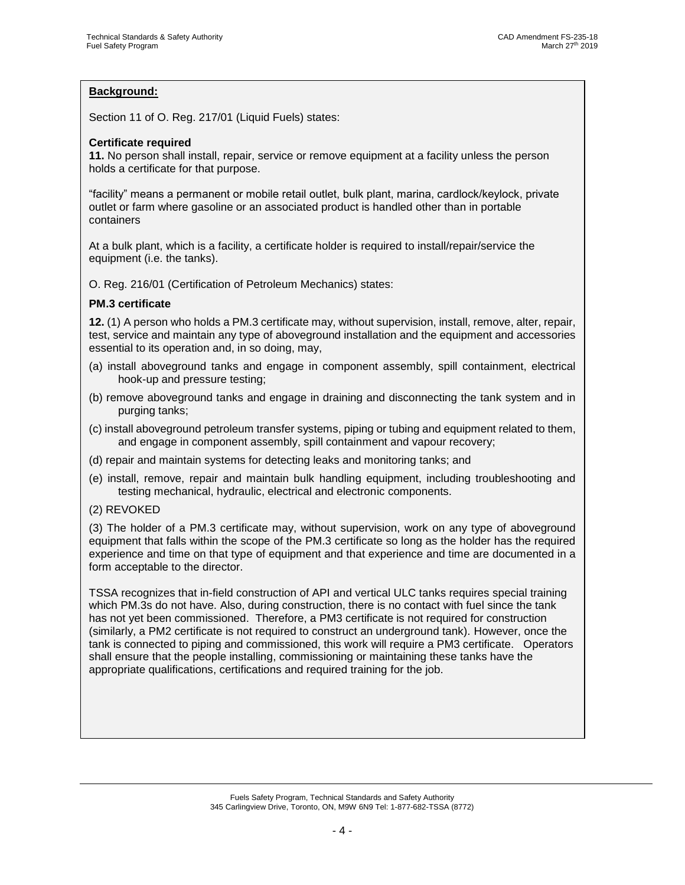**Background:**

Section 11 of O. Reg. 217/01 (Liquid Fuels) states:

**Certificate required**

**11.** No person shall install, repair, service or remove equipment at a facility unless the person holds a certificate for that purpose.

"facility" means a permanent or mobile retail outlet, bulk plant, marina, cardlock/keylock, private outlet or farm where gasoline or an associated product is handled other than in portable containers

At a bulk plant, which is a facility, a certificate holder is required to install/repair/service the equipment (i.e. the tanks).

O. Reg. 216/01 (Certification of Petroleum Mechanics) states:

**PM.3 certificate**

**12.** (1) A person who holds a PM.3 certificate may, without supervision, install, remove, alter, repair, test, service and maintain any type of aboveground installation and the equipment and accessories essential to its operation and, in so doing, may,

(a) install aboveground tanks and engage in component assembly, spill containment, electrical hook-up and pressure testing;

(b) remove aboveground tanks and engage in draining and disconnecting the tank system and in purging tanks;

(c) install aboveground petroleum transfer systems, piping or tubing and equipment related to them, and engage in component assembly, spill containment and vapour recovery;

(d) repair and maintain systems for detecting leaks and monitoring tanks; and

(e) install, remove, repair and maintain bulk handling equipment, including troubleshooting and testing mechanical, hydraulic, electrical and electronic components.

(2) REVOKED

(3) The holder of a PM.3 certificate may, without supervision, work on any type of aboveground equipment that falls within the scope of the PM.3 certificate so long as the holder has the required experience and time on that type of equipment and that experience and time are documented in a form acceptable to the director.

TSSA recognizes that in-field construction of API and vertical ULC tanks requires special training which PM.3s do not have. Also, during construction, there is no contact with fuel since the tank has not yet been commissioned. Therefore, a PM3 certificate is not required for construction (similarly, a PM2 certificate is not required to construct an underground tank). However, once the tank is connected to piping and commissioned, this work will require a PM3 certificate. Operators shall ensure that the people installing, commissioning or maintaining these tanks have the appropriate qualifications, certifications and required training for the job.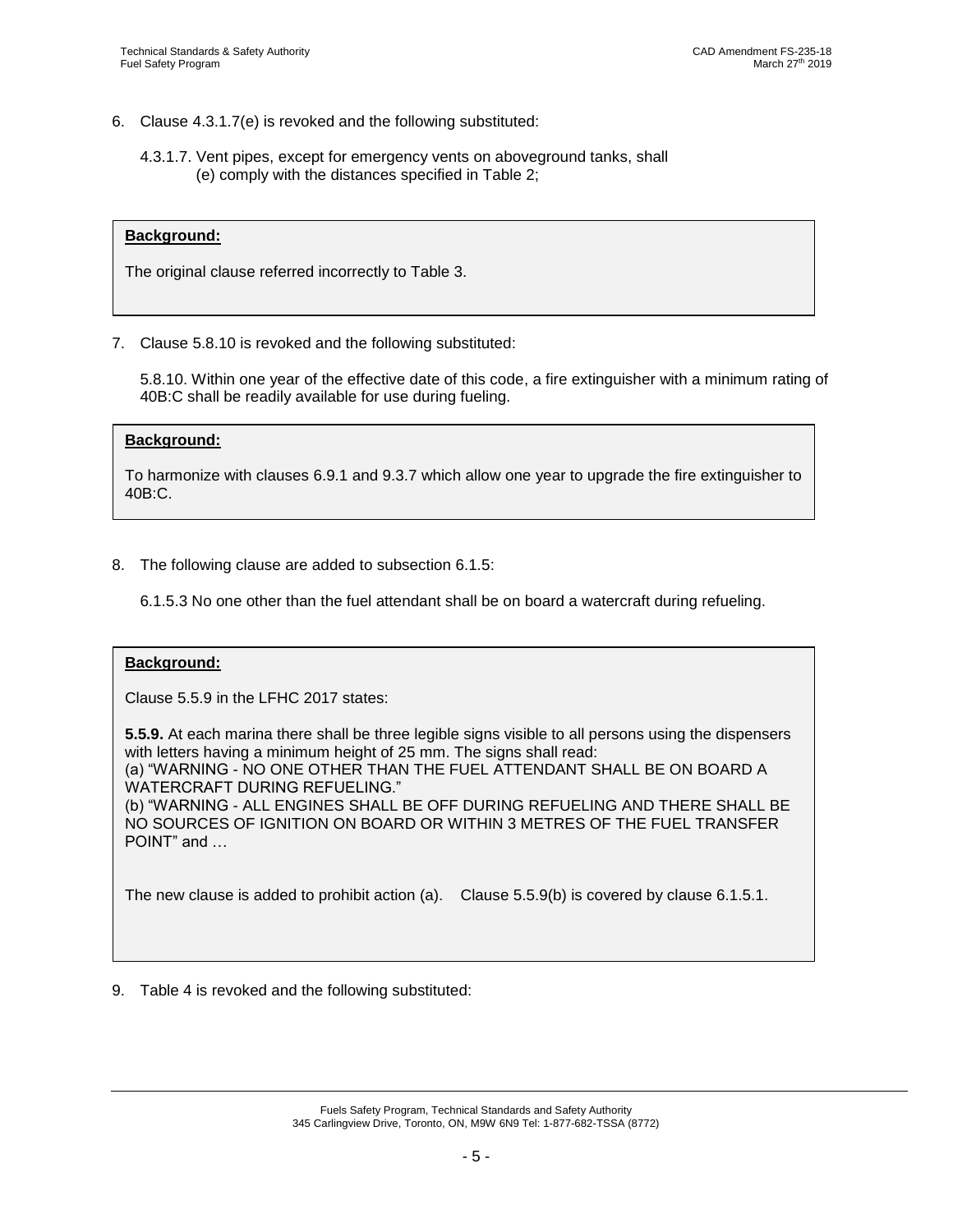6. Clause 4.3.1.7(e) is revoked and the following substituted:

   4.3.1.7. Vent pipes, except for emergency vents on aboveground tanks, shall
   (e) comply with the distances specified in Table 2;

> **Background:**
>
> The original clause referred incorrectly to Table 3.

7. Clause 5.8.10 is revoked and the following substituted:

   5.8.10. Within one year of the effective date of this code, a fire extinguisher with a minimum rating of 40B:C shall be readily available for use during fueling.

> **Background:**
>
> To harmonize with clauses 6.9.1 and 9.3.7 which allow one year to upgrade the fire extinguisher to 40B:C.

8. The following clause are added to subsection 6.1.5:

   6.1.5.3 No one other than the fuel attendant shall be on board a watercraft during refueling.

> **Background:**
>
> Clause 5.5.9 in the LFHC 2017 states:
>
> **5.5.9.** At each marina there shall be three legible signs visible to all persons using the dispensers with letters having a minimum height of 25 mm. The signs shall read:
> (a) "WARNING - NO ONE OTHER THAN THE FUEL ATTENDANT SHALL BE ON BOARD A WATERCRAFT DURING REFUELING."
> (b) "WARNING - ALL ENGINES SHALL BE OFF DURING REFUELING AND THERE SHALL BE NO SOURCES OF IGNITION ON BOARD OR WITHIN 3 METRES OF THE FUEL TRANSFER POINT" and …
>
> The new clause is added to prohibit action (a). Clause 5.5.9(b) is covered by clause 6.1.5.1.

9. Table 4 is revoked and the following substituted: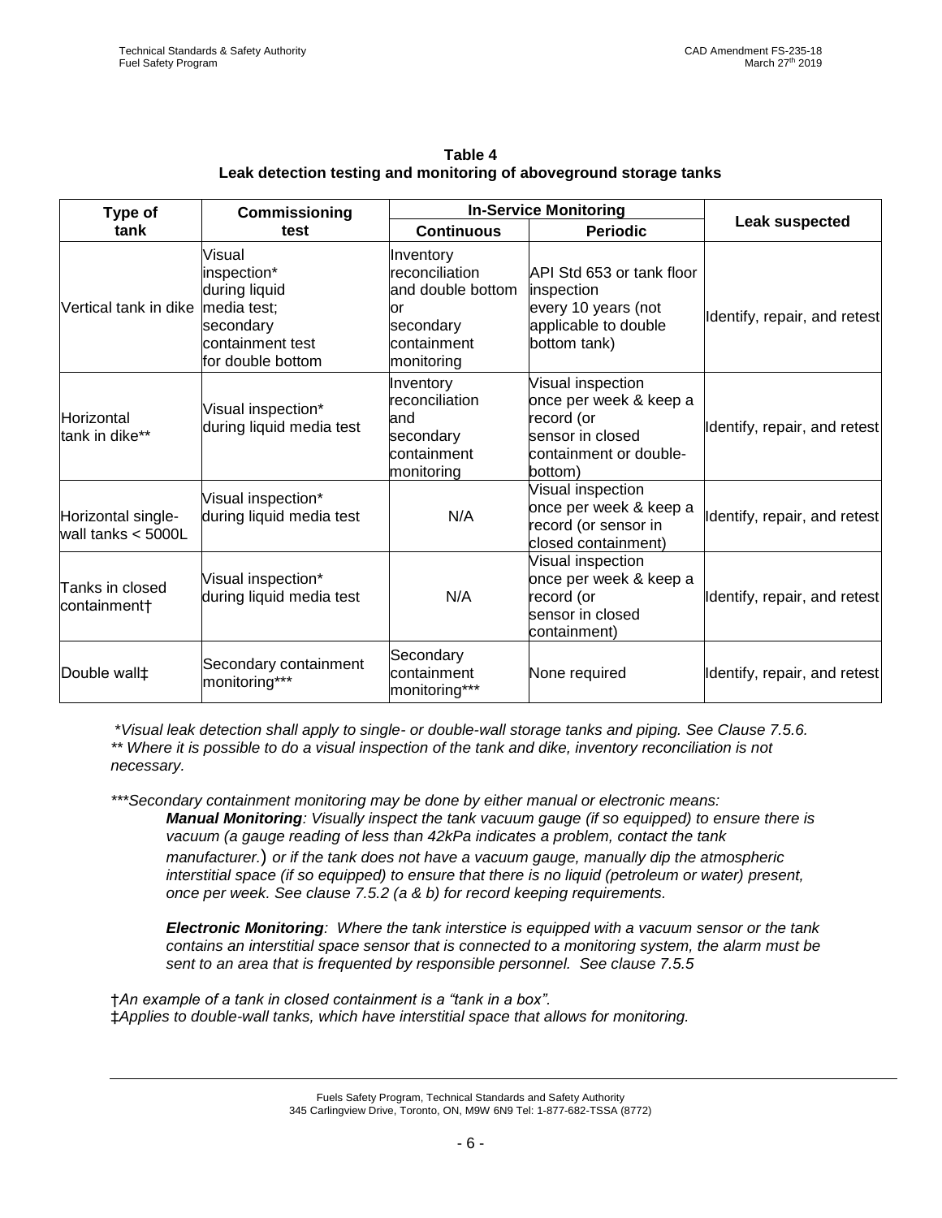**Table 4**
**Leak detection testing and monitoring of aboveground storage tanks**

| Type of tank | Commissioning test | In-Service Monitoring | | Leak suspected |
|---|---|---|---|---|
| | | Continuous | Periodic | |
| Vertical tank in dike | Visual inspection* during liquid media test; secondary containment test for double bottom | Inventory reconciliation and double bottom or secondary containment monitoring | API Std 653 or tank floor inspection every 10 years (not applicable to double bottom tank) | Identify, repair, and retest |
| Horizontal tank in dike** | Visual inspection* during liquid media test | Inventory reconciliation and secondary containment monitoring | Visual inspection once per week & keep a record (or sensor in closed containment or double-bottom) | Identify, repair, and retest |
| Horizontal single-wall tanks < 5000L | Visual inspection* during liquid media test | N/A | Visual inspection once per week & keep a record (or sensor in closed containment) | Identify, repair, and retest |
| Tanks in closed containment† | Visual inspection* during liquid media test | N/A | Visual inspection once per week & keep a record (or sensor in closed containment) | Identify, repair, and retest |
| Double wall‡ | Secondary containment monitoring*** | Secondary containment monitoring*** | None required | Identify, repair, and retest |

*\*Visual leak detection shall apply to single- or double-wall storage tanks and piping. See Clause 7.5.6.*
*\*\* Where it is possible to do a visual inspection of the tank and dike, inventory reconciliation is not necessary.*

*\*\*\*Secondary containment monitoring may be done by either manual or electronic means:*

> ***Manual Monitoring**: Visually inspect the tank vacuum gauge (if so equipped) to ensure there is vacuum (a gauge reading of less than 42kPa indicates a problem, contact the tank manufacturer.) or if the tank does not have a vacuum gauge, manually dip the atmospheric interstitial space (if so equipped) to ensure that there is no liquid (petroleum or water) present, once per week. See clause 7.5.2 (a & b) for record keeping requirements.*
>
> ***Electronic Monitoring**: Where the tank interstice is equipped with a vacuum sensor or the tank contains an interstitial space sensor that is connected to a monitoring system, the alarm must be sent to an area that is frequented by responsible personnel. See clause 7.5.5*

†*An example of a tank in closed containment is a "tank in a box".*
‡*Applies to double-wall tanks, which have interstitial space that allows for monitoring.*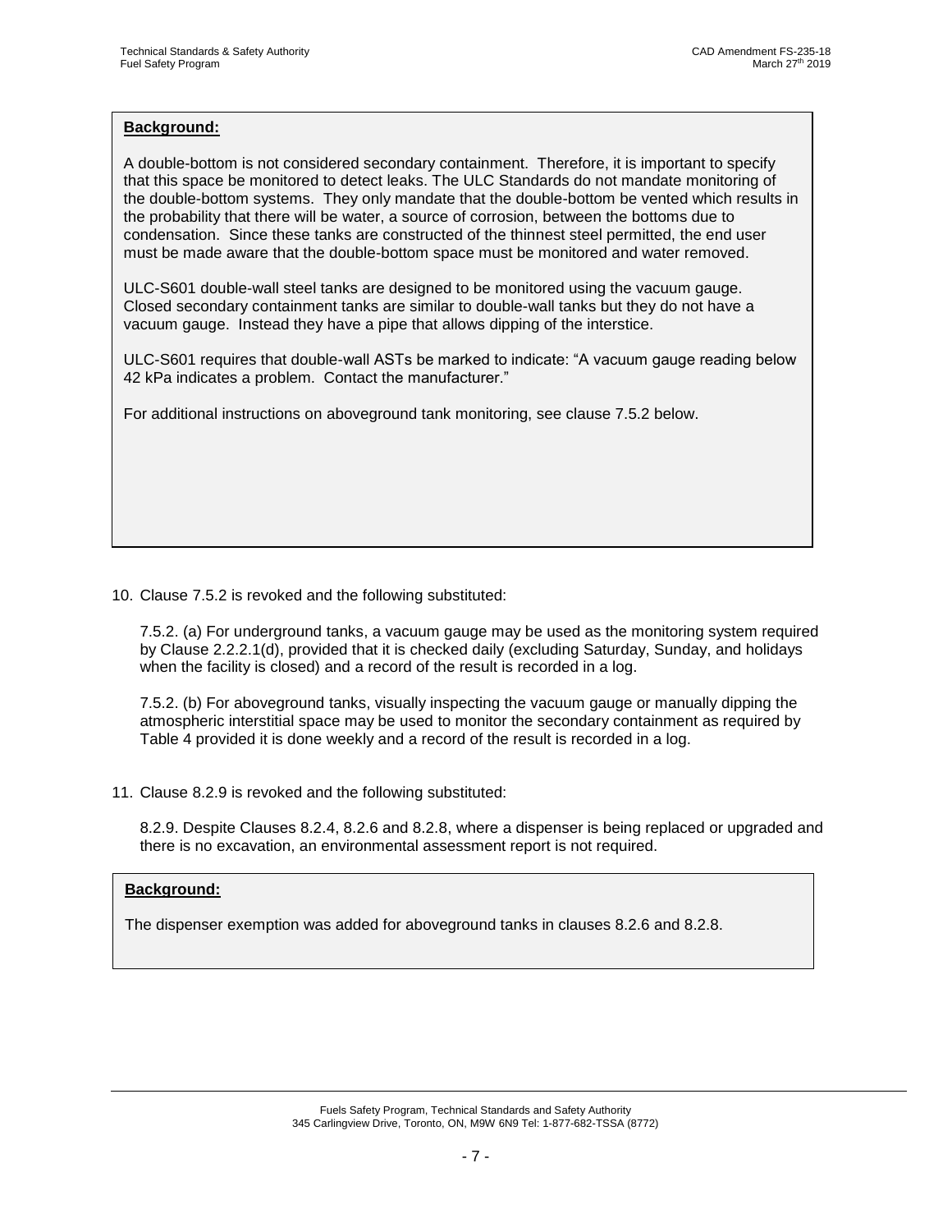**Background:**

A double-bottom is not considered secondary containment. Therefore, it is important to specify that this space be monitored to detect leaks. The ULC Standards do not mandate monitoring of the double-bottom systems. They only mandate that the double-bottom be vented which results in the probability that there will be water, a source of corrosion, between the bottoms due to condensation. Since these tanks are constructed of the thinnest steel permitted, the end user must be made aware that the double-bottom space must be monitored and water removed.

ULC-S601 double-wall steel tanks are designed to be monitored using the vacuum gauge. Closed secondary containment tanks are similar to double-wall tanks but they do not have a vacuum gauge. Instead they have a pipe that allows dipping of the interstice.

ULC-S601 requires that double-wall ASTs be marked to indicate: "A vacuum gauge reading below 42 kPa indicates a problem. Contact the manufacturer."

For additional instructions on aboveground tank monitoring, see clause 7.5.2 below.

10. Clause 7.5.2 is revoked and the following substituted:

    7.5.2. (a) For underground tanks, a vacuum gauge may be used as the monitoring system required by Clause 2.2.2.1(d), provided that it is checked daily (excluding Saturday, Sunday, and holidays when the facility is closed) and a record of the result is recorded in a log.

    7.5.2. (b) For aboveground tanks, visually inspecting the vacuum gauge or manually dipping the atmospheric interstitial space may be used to monitor the secondary containment as required by Table 4 provided it is done weekly and a record of the result is recorded in a log.

11. Clause 8.2.9 is revoked and the following substituted:

    8.2.9. Despite Clauses 8.2.4, 8.2.6 and 8.2.8, where a dispenser is being replaced or upgraded and there is no excavation, an environmental assessment report is not required.

**Background:**

The dispenser exemption was added for aboveground tanks in clauses 8.2.6 and 8.2.8.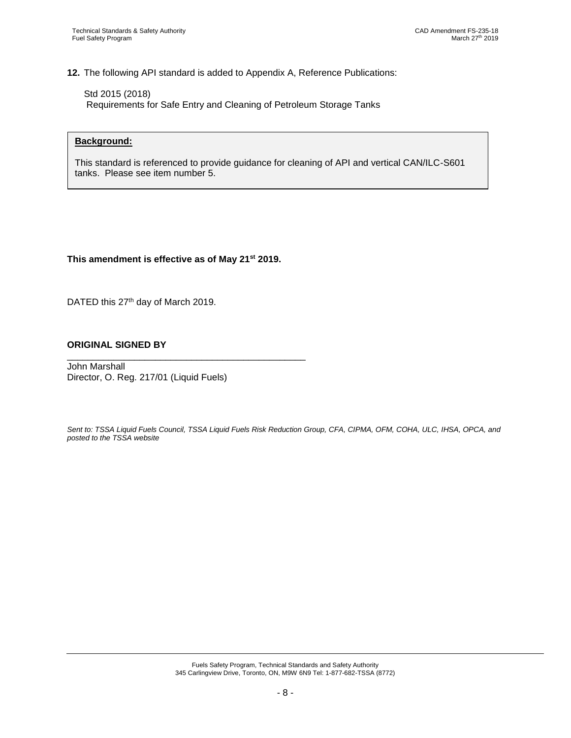**12.** The following API standard is added to Appendix A, Reference Publications:

Std 2015 (2018)
Requirements for Safe Entry and Cleaning of Petroleum Storage Tanks

**Background:**

This standard is referenced to provide guidance for cleaning of API and vertical CAN/ILC-S601 tanks. Please see item number 5.

**This amendment is effective as of May 21st 2019.**

DATED this 27th day of March 2019.

**ORIGINAL SIGNED BY**

\_\_\_\_\_\_\_\_\_\_\_\_\_\_\_\_\_\_\_\_\_\_\_\_\_\_\_\_\_\_\_\_\_\_\_\_\_\_\_\_\_\_\_\_

John Marshall
Director, O. Reg. 217/01 (Liquid Fuels)

*Sent to: TSSA Liquid Fuels Council, TSSA Liquid Fuels Risk Reduction Group, CFA, CIPMA, OFM, COHA, ULC, IHSA, OPCA, and posted to the TSSA website*